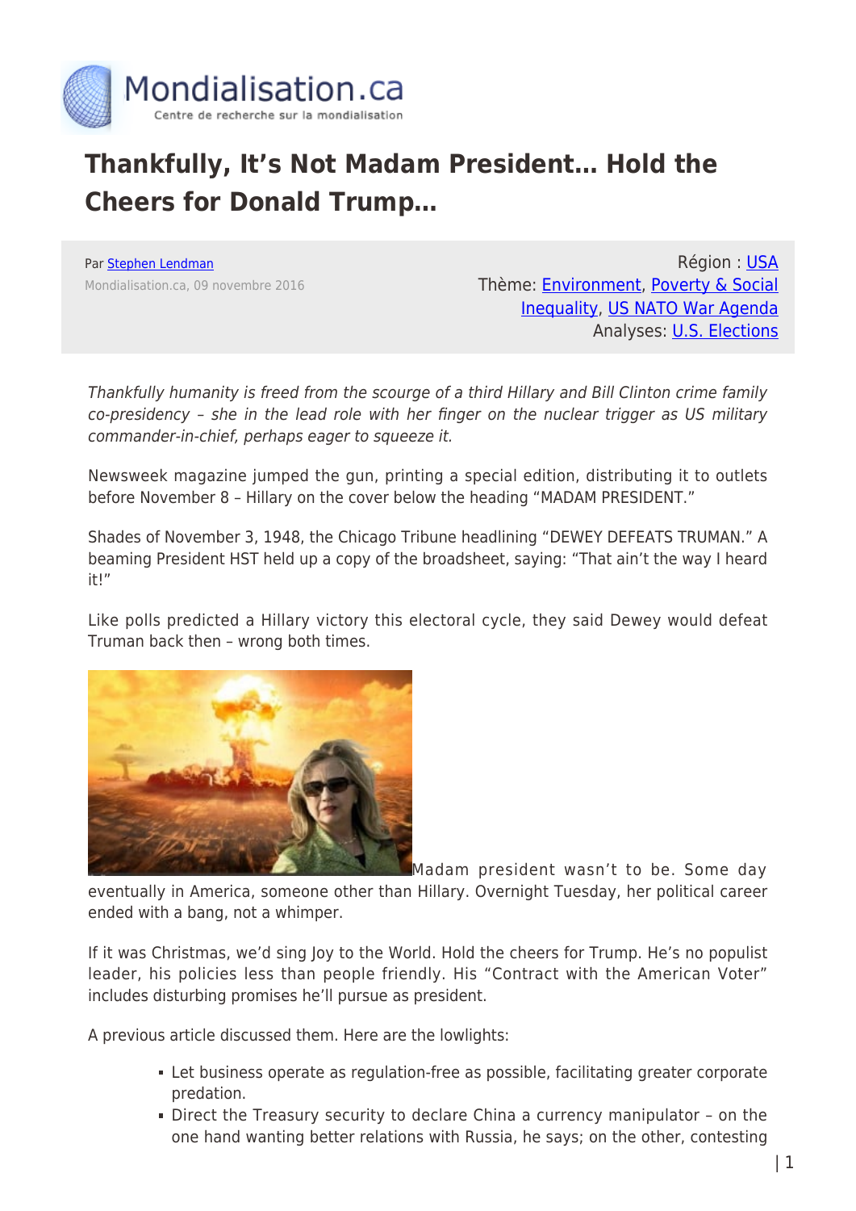# Thankfully, It's Not Madam President… Hold the Cheers for Donald Trump…

Par Stephen Lendman

Mondialisation.ca, 09 novembre 2016

Région : USA

Thème: Environment, Poverty & Social Inequality, US NATO War Agenda

Analyses: U.S. Elections

*Thankfully humanity is freed from the scourge of a third Hillary and Bill Clinton crime family co-presidency – she in the lead role with her finger on the nuclear trigger as US military commander-in-chief, perhaps eager to squeeze it.*

Newsweek magazine jumped the gun, printing a special edition, distributing it to outlets before November 8 – Hillary on the cover below the heading "MADAM PRESIDENT."

Shades of November 3, 1948, the Chicago Tribune headlining "DEWEY DEFEATS TRUMAN." A beaming President HST held up a copy of the broadsheet, saying: "That ain't the way I heard it!"

Like polls predicted a Hillary victory this electoral cycle, they said Dewey would defeat Truman back then – wrong both times.

Madam president wasn't to be. Some day eventually in America, someone other than Hillary. Overnight Tuesday, her political career ended with a bang, not a whimper.

If it was Christmas, we'd sing Joy to the World. Hold the cheers for Trump. He's no populist leader, his policies less than people friendly. His "Contract with the American Voter" includes disturbing promises he'll pursue as president.

A previous article discussed them. Here are the lowlights:

- Let business operate as regulation-free as possible, facilitating greater corporate predation.
- Direct the Treasury security to declare China a currency manipulator – on the one hand wanting better relations with Russia, he says; on the other, contesting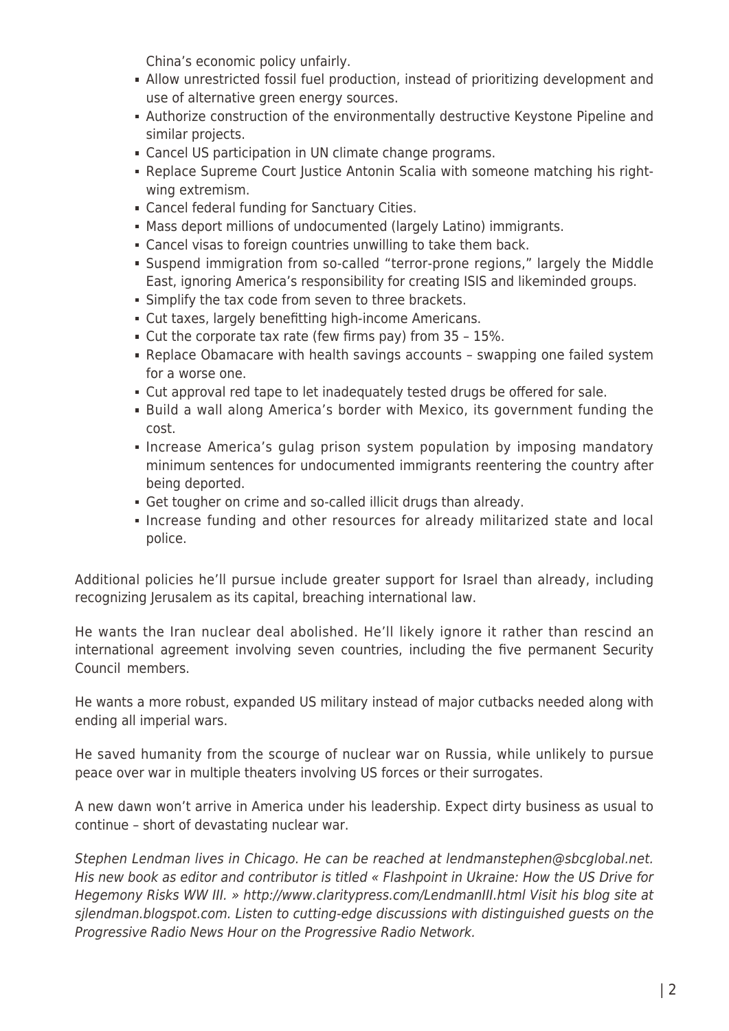China's economic policy unfairly.

- Allow unrestricted fossil fuel production, instead of prioritizing development and use of alternative green energy sources.
- Authorize construction of the environmentally destructive Keystone Pipeline and similar projects.
- Cancel US participation in UN climate change programs.
- Replace Supreme Court Justice Antonin Scalia with someone matching his right-wing extremism.
- Cancel federal funding for Sanctuary Cities.
- Mass deport millions of undocumented (largely Latino) immigrants.
- Cancel visas to foreign countries unwilling to take them back.
- Suspend immigration from so-called "terror-prone regions," largely the Middle East, ignoring America's responsibility for creating ISIS and likeminded groups.
- Simplify the tax code from seven to three brackets.
- Cut taxes, largely benefitting high-income Americans.
- Cut the corporate tax rate (few firms pay) from 35 – 15%.
- Replace Obamacare with health savings accounts – swapping one failed system for a worse one.
- Cut approval red tape to let inadequately tested drugs be offered for sale.
- Build a wall along America's border with Mexico, its government funding the cost.
- Increase America's gulag prison system population by imposing mandatory minimum sentences for undocumented immigrants reentering the country after being deported.
- Get tougher on crime and so-called illicit drugs than already.
- Increase funding and other resources for already militarized state and local police.

Additional policies he'll pursue include greater support for Israel than already, including recognizing Jerusalem as its capital, breaching international law.

He wants the Iran nuclear deal abolished. He'll likely ignore it rather than rescind an international agreement involving seven countries, including the five permanent Security Council members.

He wants a more robust, expanded US military instead of major cutbacks needed along with ending all imperial wars.

He saved humanity from the scourge of nuclear war on Russia, while unlikely to pursue peace over war in multiple theaters involving US forces or their surrogates.

A new dawn won't arrive in America under his leadership. Expect dirty business as usual to continue – short of devastating nuclear war.

*Stephen Lendman lives in Chicago. He can be reached at lendmanstephen@sbcglobal.net. His new book as editor and contributor is titled « Flashpoint in Ukraine: How the US Drive for Hegemony Risks WW III. » http://www.claritypress.com/LendmanIII.html Visit his blog site at sjlendman.blogspot.com. Listen to cutting-edge discussions with distinguished guests on the Progressive Radio News Hour on the Progressive Radio Network.*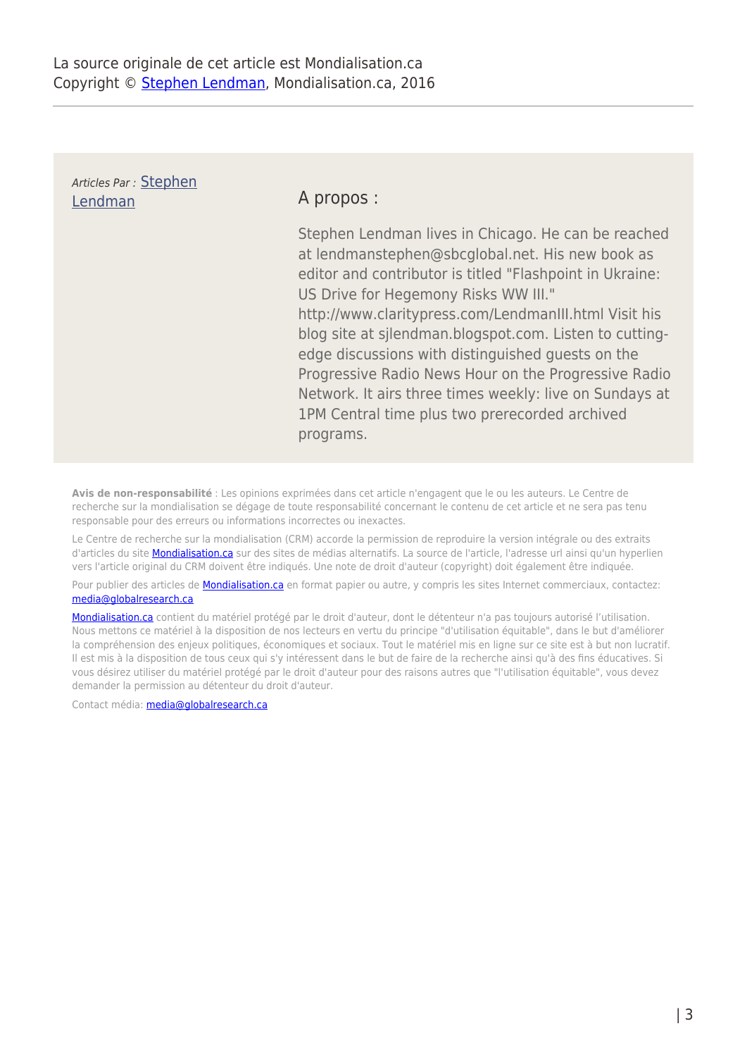La source originale de cet article est Mondialisation.ca
Copyright © Stephen Lendman, Mondialisation.ca, 2016

---

*Articles Par :* Stephen Lendman

## A propos :

Stephen Lendman lives in Chicago. He can be reached at lendmanstephen@sbcglobal.net. His new book as editor and contributor is titled "Flashpoint in Ukraine: US Drive for Hegemony Risks WW III." http://www.claritypress.com/LendmanIII.html Visit his blog site at sjlendman.blogspot.com. Listen to cutting-edge discussions with distinguished guests on the Progressive Radio News Hour on the Progressive Radio Network. It airs three times weekly: live on Sundays at 1PM Central time plus two prerecorded archived programs.

**Avis de non-responsabilité** : Les opinions exprimées dans cet article n'engagent que le ou les auteurs. Le Centre de recherche sur la mondialisation se dégage de toute responsabilité concernant le contenu de cet article et ne sera pas tenu responsable pour des erreurs ou informations incorrectes ou inexactes.

Le Centre de recherche sur la mondialisation (CRM) accorde la permission de reproduire la version intégrale ou des extraits d'articles du site Mondialisation.ca sur des sites de médias alternatifs. La source de l'article, l'adresse url ainsi qu'un hyperlien vers l'article original du CRM doivent être indiqués. Une note de droit d'auteur (copyright) doit également être indiquée.

Pour publier des articles de Mondialisation.ca en format papier ou autre, y compris les sites Internet commerciaux, contactez: media@globalresearch.ca

Mondialisation.ca contient du matériel protégé par le droit d'auteur, dont le détenteur n'a pas toujours autorisé l'utilisation. Nous mettons ce matériel à la disposition de nos lecteurs en vertu du principe "d'utilisation équitable", dans le but d'améliorer la compréhension des enjeux politiques, économiques et sociaux. Tout le matériel mis en ligne sur ce site est à but non lucratif. Il est mis à la disposition de tous ceux qui s'y intéressent dans le but de faire de la recherche ainsi qu'à des fins éducatives. Si vous désirez utiliser du matériel protégé par le droit d'auteur pour des raisons autres que "l'utilisation équitable", vous devez demander la permission au détenteur du droit d'auteur.

Contact média: media@globalresearch.ca